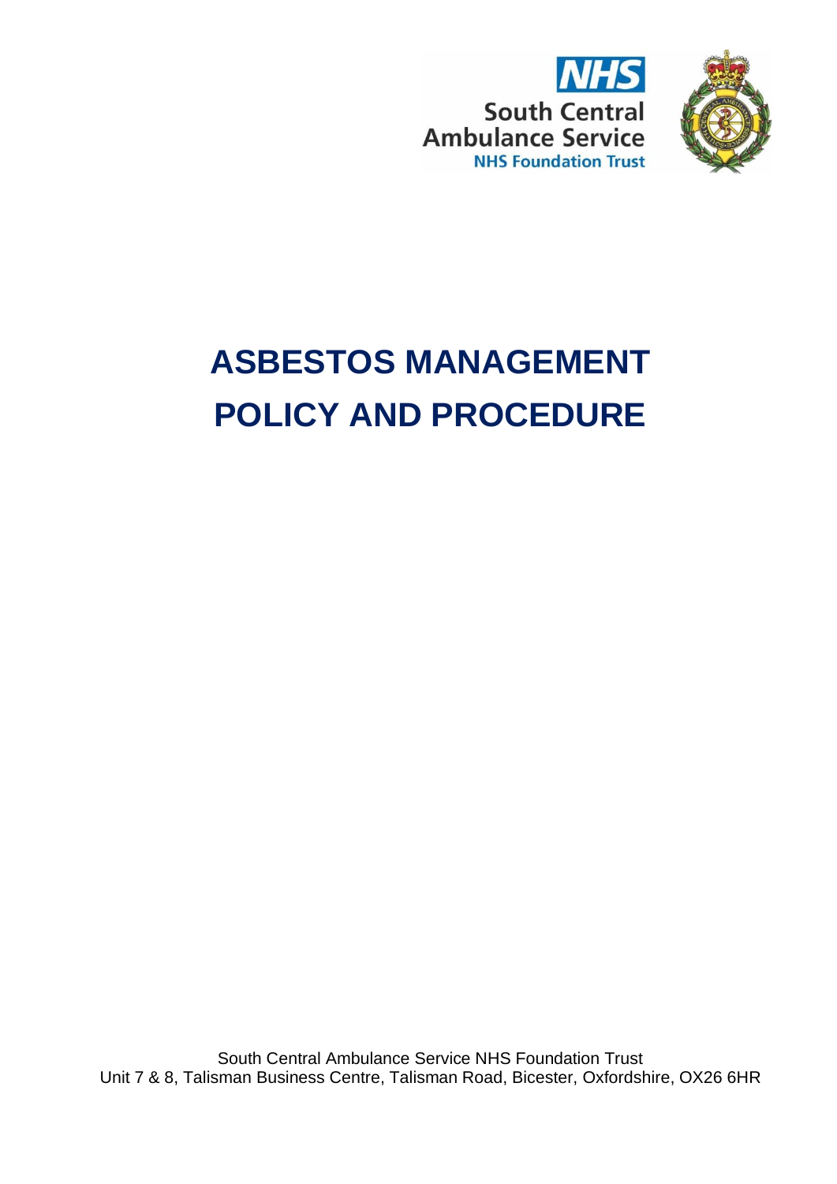NHS
South Central
Ambulance Service
NHS Foundation Trust

# ASBESTOS MANAGEMENT POLICY AND PROCEDURE

South Central Ambulance Service NHS Foundation Trust
Unit 7 & 8, Talisman Business Centre, Talisman Road, Bicester, Oxfordshire, OX26 6HR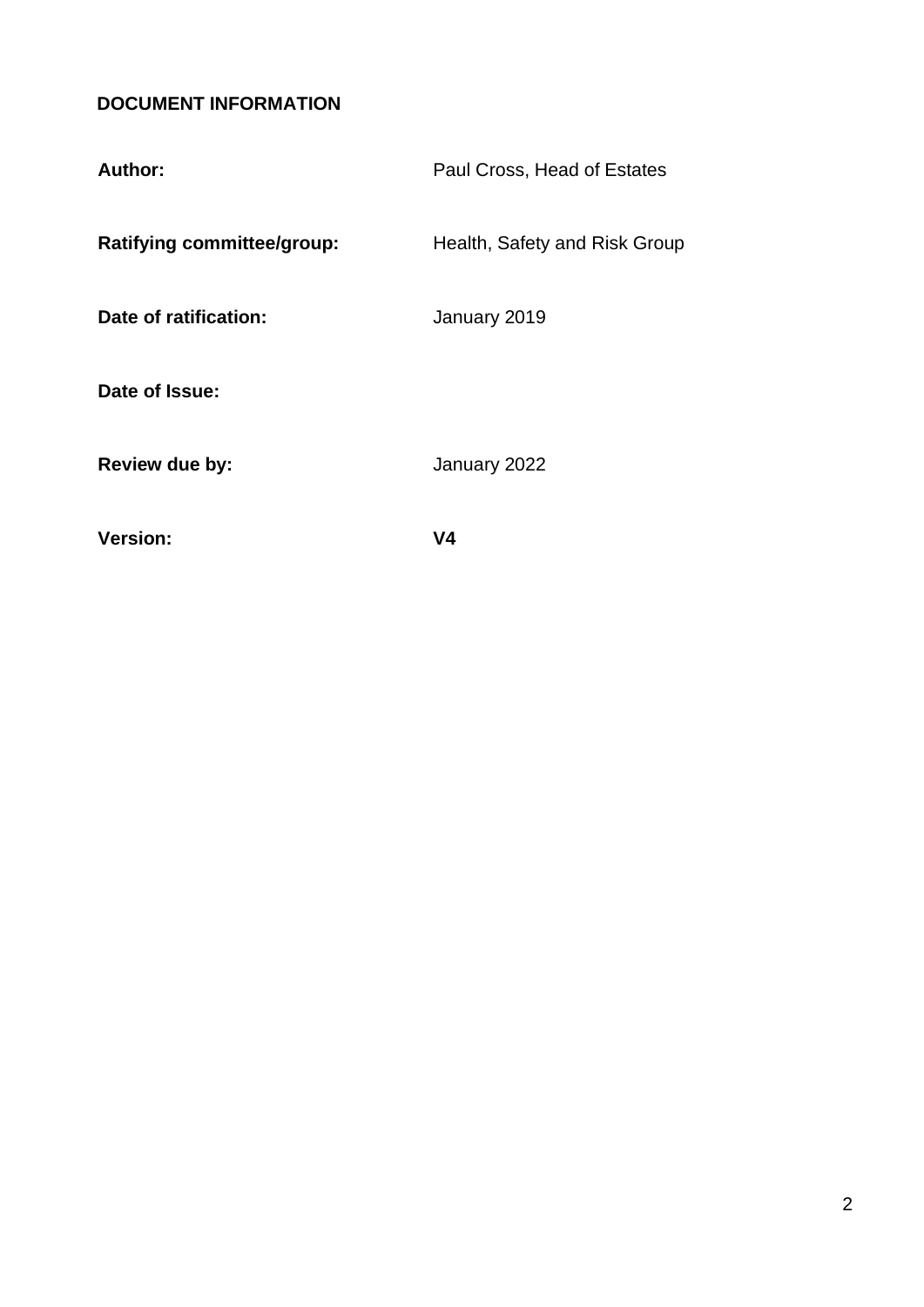## DOCUMENT INFORMATION

| | |
|---|---|
| **Author:** | Paul Cross, Head of Estates |
| **Ratifying committee/group:** | Health, Safety and Risk Group |
| **Date of ratification:** | January 2019 |
| **Date of Issue:** | |
| **Review due by:** | January 2022 |
| **Version:** | **V4** |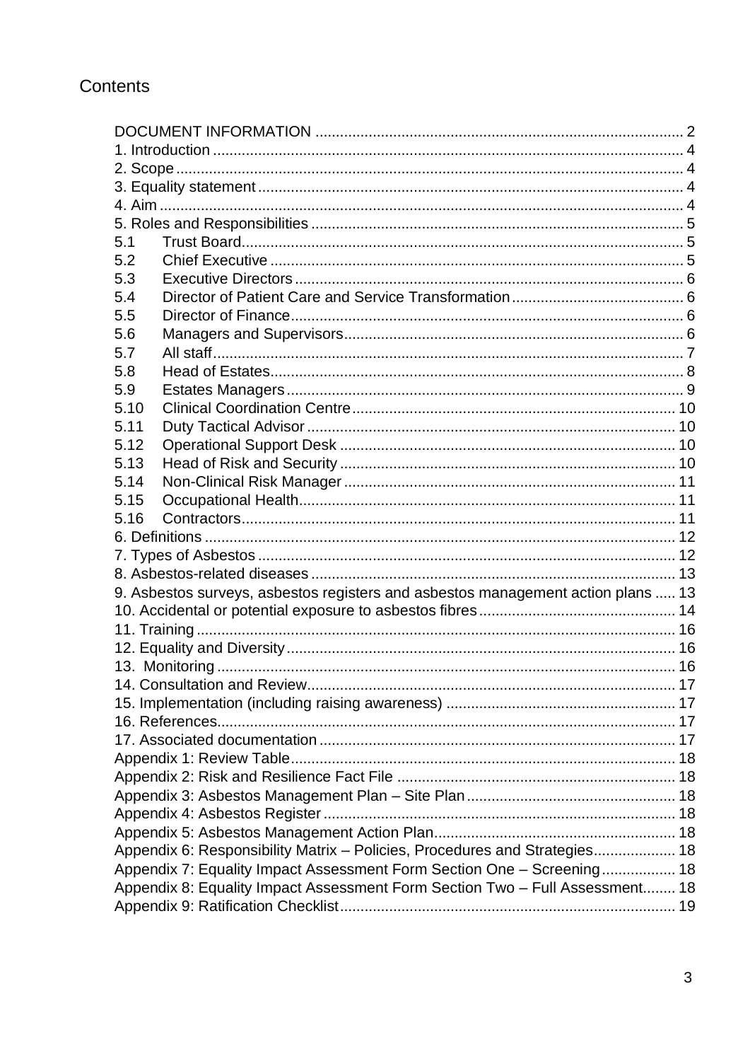# Contents

DOCUMENT INFORMATION ........................................................................................ 2
1. Introduction ................................................................................................................ 4
2. Scope ......................................................................................................................... 4
3. Equality statement ..................................................................................................... 4
4. Aim ............................................................................................................................. 4
5. Roles and Responsibilities ......................................................................................... 5
5.1 Trust Board .......................................................................................................... 5
5.2 Chief Executive ................................................................................................... 5
5.3 Executive Directors ............................................................................................. 6
5.4 Director of Patient Care and Service Transformation ......................................... 6
5.5 Director of Finance ............................................................................................. 6
5.6 Managers and Supervisors ................................................................................. 6
5.7 All staff ................................................................................................................. 7
5.8 Head of Estates ................................................................................................... 8
5.9 Estates Managers ............................................................................................... 9
5.10 Clinical Coordination Centre ............................................................................. 10
5.11 Duty Tactical Advisor ........................................................................................ 10
5.12 Operational Support Desk ................................................................................ 10
5.13 Head of Risk and Security ................................................................................ 10
5.14 Non-Clinical Risk Manager ............................................................................... 11
5.15 Occupational Health .......................................................................................... 11
5.16 Contractors ........................................................................................................ 11
6. Definitions ................................................................................................................. 12
7. Types of Asbestos ..................................................................................................... 12
8. Asbestos-related diseases ........................................................................................ 13
9. Asbestos surveys, asbestos registers and asbestos management action plans ..... 13
10. Accidental or potential exposure to asbestos fibres ............................................... 14
11. Training ................................................................................................................... 16
12. Equality and Diversity ............................................................................................. 16
13. Monitoring .............................................................................................................. 16
14. Consultation and Review ........................................................................................ 17
15. Implementation (including raising awareness) ....................................................... 17
16. References .............................................................................................................. 17
17. Associated documentation ..................................................................................... 17
Appendix 1: Review Table ............................................................................................ 18
Appendix 2: Risk and Resilience Fact File .................................................................. 18
Appendix 3: Asbestos Management Plan – Site Plan .................................................. 18
Appendix 4: Asbestos Register .................................................................................... 18
Appendix 5: Asbestos Management Action Plan .......................................................... 18
Appendix 6: Responsibility Matrix – Policies, Procedures and Strategies .................... 18
Appendix 7: Equality Impact Assessment Form Section One – Screening .................. 18
Appendix 8: Equality Impact Assessment Form Section Two – Full Assessment ........ 18
Appendix 9: Ratification Checklist ................................................................................ 19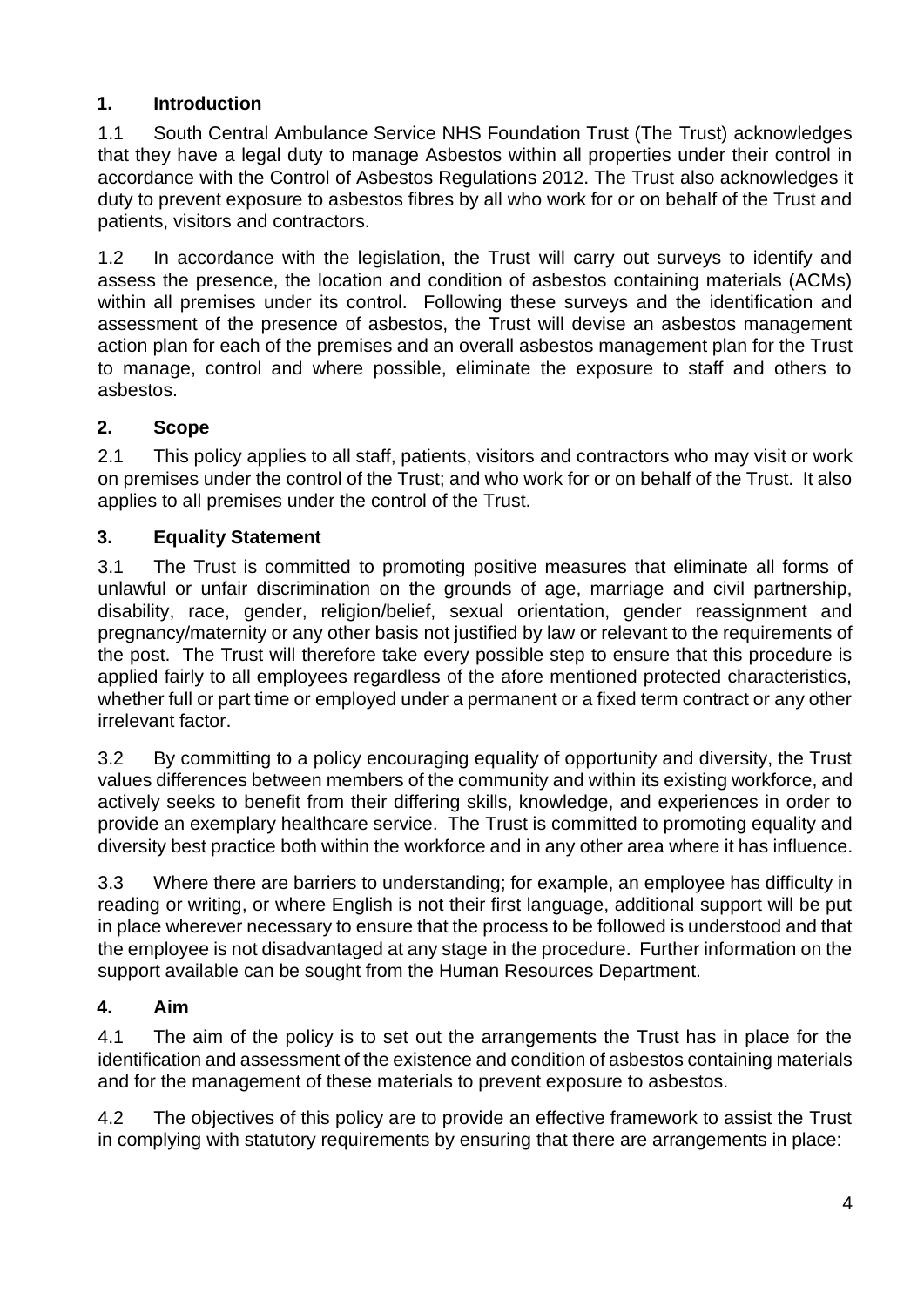## 1. Introduction

1.1 South Central Ambulance Service NHS Foundation Trust (The Trust) acknowledges that they have a legal duty to manage Asbestos within all properties under their control in accordance with the Control of Asbestos Regulations 2012. The Trust also acknowledges it duty to prevent exposure to asbestos fibres by all who work for or on behalf of the Trust and patients, visitors and contractors.

1.2 In accordance with the legislation, the Trust will carry out surveys to identify and assess the presence, the location and condition of asbestos containing materials (ACMs) within all premises under its control. Following these surveys and the identification and assessment of the presence of asbestos, the Trust will devise an asbestos management action plan for each of the premises and an overall asbestos management plan for the Trust to manage, control and where possible, eliminate the exposure to staff and others to asbestos.

## 2. Scope

2.1 This policy applies to all staff, patients, visitors and contractors who may visit or work on premises under the control of the Trust; and who work for or on behalf of the Trust. It also applies to all premises under the control of the Trust.

## 3. Equality Statement

3.1 The Trust is committed to promoting positive measures that eliminate all forms of unlawful or unfair discrimination on the grounds of age, marriage and civil partnership, disability, race, gender, religion/belief, sexual orientation, gender reassignment and pregnancy/maternity or any other basis not justified by law or relevant to the requirements of the post. The Trust will therefore take every possible step to ensure that this procedure is applied fairly to all employees regardless of the afore mentioned protected characteristics, whether full or part time or employed under a permanent or a fixed term contract or any other irrelevant factor.

3.2 By committing to a policy encouraging equality of opportunity and diversity, the Trust values differences between members of the community and within its existing workforce, and actively seeks to benefit from their differing skills, knowledge, and experiences in order to provide an exemplary healthcare service. The Trust is committed to promoting equality and diversity best practice both within the workforce and in any other area where it has influence.

3.3 Where there are barriers to understanding; for example, an employee has difficulty in reading or writing, or where English is not their first language, additional support will be put in place wherever necessary to ensure that the process to be followed is understood and that the employee is not disadvantaged at any stage in the procedure. Further information on the support available can be sought from the Human Resources Department.

## 4. Aim

4.1 The aim of the policy is to set out the arrangements the Trust has in place for the identification and assessment of the existence and condition of asbestos containing materials and for the management of these materials to prevent exposure to asbestos.

4.2 The objectives of this policy are to provide an effective framework to assist the Trust in complying with statutory requirements by ensuring that there are arrangements in place: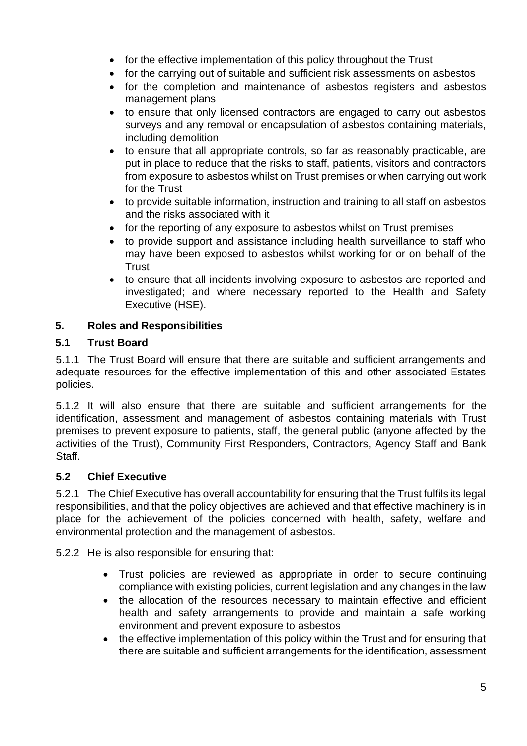- for the effective implementation of this policy throughout the Trust
- for the carrying out of suitable and sufficient risk assessments on asbestos
- for the completion and maintenance of asbestos registers and asbestos management plans
- to ensure that only licensed contractors are engaged to carry out asbestos surveys and any removal or encapsulation of asbestos containing materials, including demolition
- to ensure that all appropriate controls, so far as reasonably practicable, are put in place to reduce that the risks to staff, patients, visitors and contractors from exposure to asbestos whilst on Trust premises or when carrying out work for the Trust
- to provide suitable information, instruction and training to all staff on asbestos and the risks associated with it
- for the reporting of any exposure to asbestos whilst on Trust premises
- to provide support and assistance including health surveillance to staff who may have been exposed to asbestos whilst working for or on behalf of the Trust
- to ensure that all incidents involving exposure to asbestos are reported and investigated; and where necessary reported to the Health and Safety Executive (HSE).

## 5. Roles and Responsibilities

### 5.1 Trust Board

5.1.1 The Trust Board will ensure that there are suitable and sufficient arrangements and adequate resources for the effective implementation of this and other associated Estates policies.

5.1.2 It will also ensure that there are suitable and sufficient arrangements for the identification, assessment and management of asbestos containing materials with Trust premises to prevent exposure to patients, staff, the general public (anyone affected by the activities of the Trust), Community First Responders, Contractors, Agency Staff and Bank Staff.

### 5.2 Chief Executive

5.2.1 The Chief Executive has overall accountability for ensuring that the Trust fulfils its legal responsibilities, and that the policy objectives are achieved and that effective machinery is in place for the achievement of the policies concerned with health, safety, welfare and environmental protection and the management of asbestos.

5.2.2 He is also responsible for ensuring that:

- Trust policies are reviewed as appropriate in order to secure continuing compliance with existing policies, current legislation and any changes in the law
- the allocation of the resources necessary to maintain effective and efficient health and safety arrangements to provide and maintain a safe working environment and prevent exposure to asbestos
- the effective implementation of this policy within the Trust and for ensuring that there are suitable and sufficient arrangements for the identification, assessment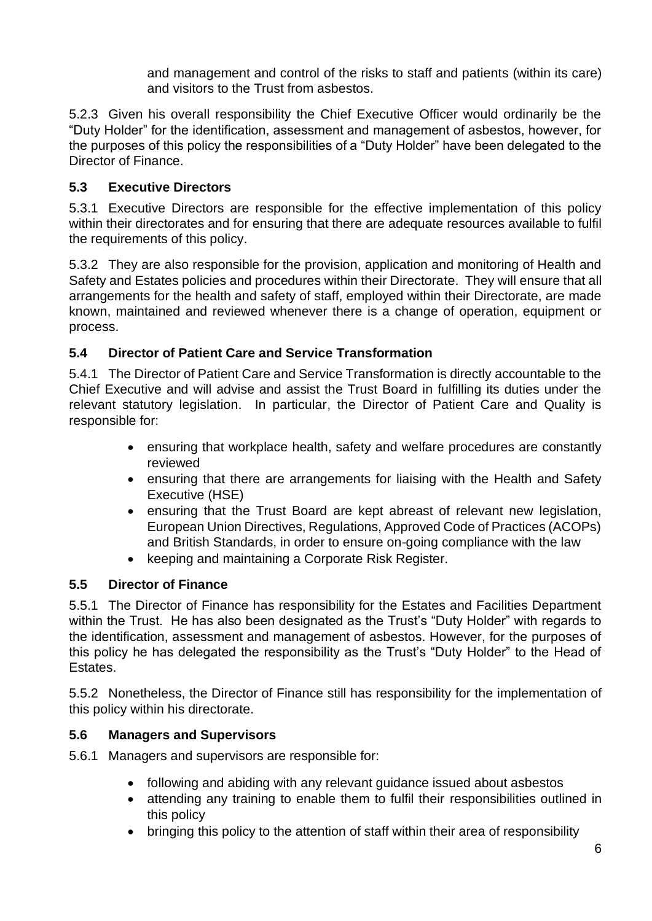and management and control of the risks to staff and patients (within its care) and visitors to the Trust from asbestos.

5.2.3 Given his overall responsibility the Chief Executive Officer would ordinarily be the "Duty Holder" for the identification, assessment and management of asbestos, however, for the purposes of this policy the responsibilities of a "Duty Holder" have been delegated to the Director of Finance.

### 5.3 Executive Directors

5.3.1 Executive Directors are responsible for the effective implementation of this policy within their directorates and for ensuring that there are adequate resources available to fulfil the requirements of this policy.

5.3.2 They are also responsible for the provision, application and monitoring of Health and Safety and Estates policies and procedures within their Directorate. They will ensure that all arrangements for the health and safety of staff, employed within their Directorate, are made known, maintained and reviewed whenever there is a change of operation, equipment or process.

### 5.4 Director of Patient Care and Service Transformation

5.4.1 The Director of Patient Care and Service Transformation is directly accountable to the Chief Executive and will advise and assist the Trust Board in fulfilling its duties under the relevant statutory legislation. In particular, the Director of Patient Care and Quality is responsible for:

- ensuring that workplace health, safety and welfare procedures are constantly reviewed
- ensuring that there are arrangements for liaising with the Health and Safety Executive (HSE)
- ensuring that the Trust Board are kept abreast of relevant new legislation, European Union Directives, Regulations, Approved Code of Practices (ACOPs) and British Standards, in order to ensure on-going compliance with the law
- keeping and maintaining a Corporate Risk Register.

### 5.5 Director of Finance

5.5.1 The Director of Finance has responsibility for the Estates and Facilities Department within the Trust. He has also been designated as the Trust's "Duty Holder" with regards to the identification, assessment and management of asbestos. However, for the purposes of this policy he has delegated the responsibility as the Trust's "Duty Holder" to the Head of Estates.

5.5.2 Nonetheless, the Director of Finance still has responsibility for the implementation of this policy within his directorate.

### 5.6 Managers and Supervisors

5.6.1 Managers and supervisors are responsible for:

- following and abiding with any relevant guidance issued about asbestos
- attending any training to enable them to fulfil their responsibilities outlined in this policy
- bringing this policy to the attention of staff within their area of responsibility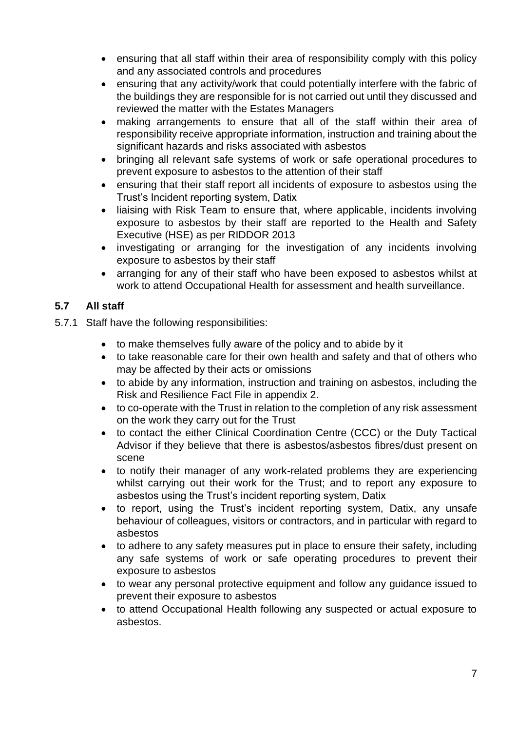- ensuring that all staff within their area of responsibility comply with this policy and any associated controls and procedures
- ensuring that any activity/work that could potentially interfere with the fabric of the buildings they are responsible for is not carried out until they discussed and reviewed the matter with the Estates Managers
- making arrangements to ensure that all of the staff within their area of responsibility receive appropriate information, instruction and training about the significant hazards and risks associated with asbestos
- bringing all relevant safe systems of work or safe operational procedures to prevent exposure to asbestos to the attention of their staff
- ensuring that their staff report all incidents of exposure to asbestos using the Trust's Incident reporting system, Datix
- liaising with Risk Team to ensure that, where applicable, incidents involving exposure to asbestos by their staff are reported to the Health and Safety Executive (HSE) as per RIDDOR 2013
- investigating or arranging for the investigation of any incidents involving exposure to asbestos by their staff
- arranging for any of their staff who have been exposed to asbestos whilst at work to attend Occupational Health for assessment and health surveillance.

### 5.7 All staff

5.7.1 Staff have the following responsibilities:

- to make themselves fully aware of the policy and to abide by it
- to take reasonable care for their own health and safety and that of others who may be affected by their acts or omissions
- to abide by any information, instruction and training on asbestos, including the Risk and Resilience Fact File in appendix 2.
- to co-operate with the Trust in relation to the completion of any risk assessment on the work they carry out for the Trust
- to contact the either Clinical Coordination Centre (CCC) or the Duty Tactical Advisor if they believe that there is asbestos/asbestos fibres/dust present on scene
- to notify their manager of any work-related problems they are experiencing whilst carrying out their work for the Trust; and to report any exposure to asbestos using the Trust's incident reporting system, Datix
- to report, using the Trust's incident reporting system, Datix, any unsafe behaviour of colleagues, visitors or contractors, and in particular with regard to asbestos
- to adhere to any safety measures put in place to ensure their safety, including any safe systems of work or safe operating procedures to prevent their exposure to asbestos
- to wear any personal protective equipment and follow any guidance issued to prevent their exposure to asbestos
- to attend Occupational Health following any suspected or actual exposure to asbestos.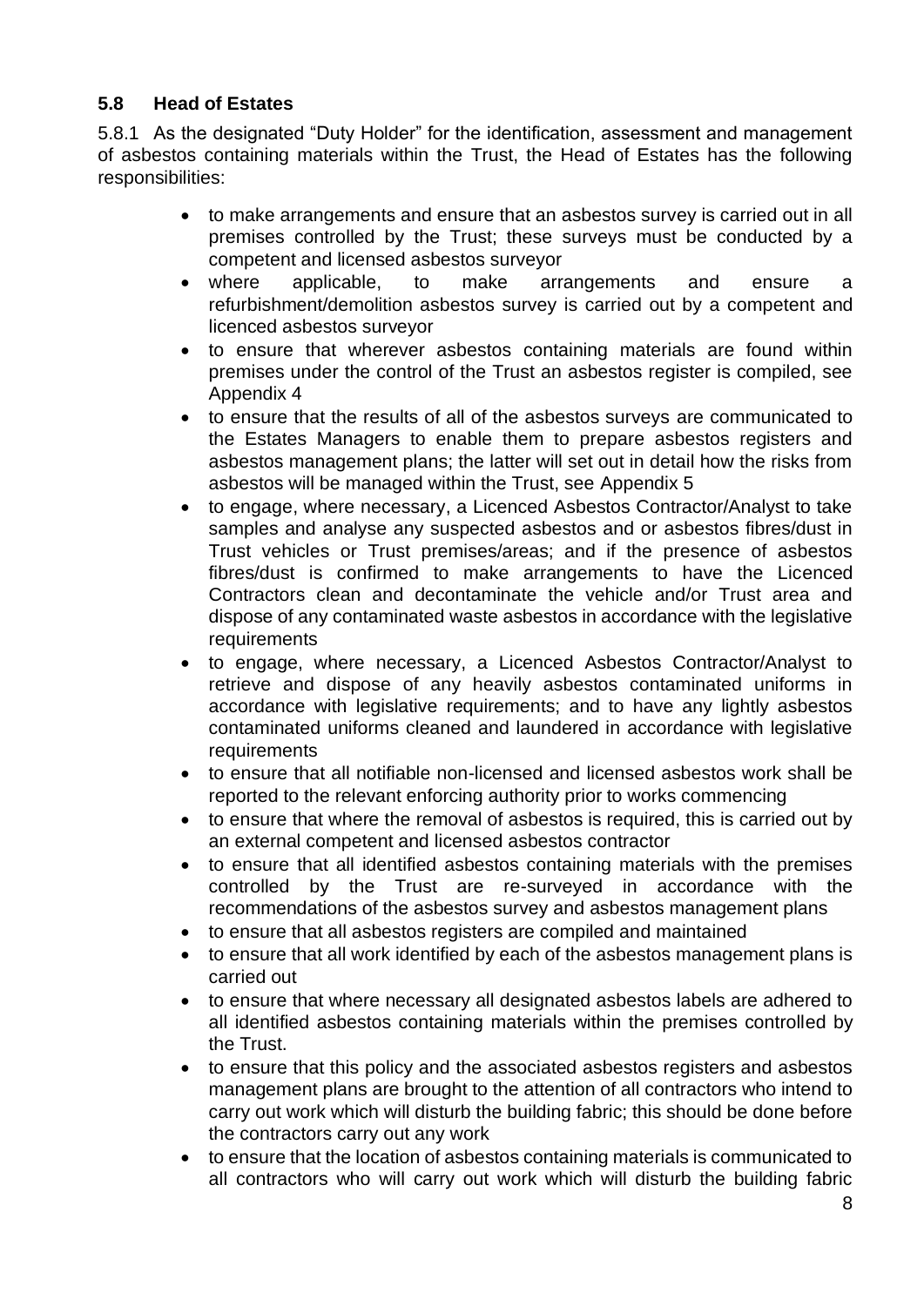### 5.8 Head of Estates

5.8.1 As the designated "Duty Holder" for the identification, assessment and management of asbestos containing materials within the Trust, the Head of Estates has the following responsibilities:

- to make arrangements and ensure that an asbestos survey is carried out in all premises controlled by the Trust; these surveys must be conducted by a competent and licensed asbestos surveyor
- where applicable, to make arrangements and ensure a refurbishment/demolition asbestos survey is carried out by a competent and licenced asbestos surveyor
- to ensure that wherever asbestos containing materials are found within premises under the control of the Trust an asbestos register is compiled, see Appendix 4
- to ensure that the results of all of the asbestos surveys are communicated to the Estates Managers to enable them to prepare asbestos registers and asbestos management plans; the latter will set out in detail how the risks from asbestos will be managed within the Trust, see Appendix 5
- to engage, where necessary, a Licenced Asbestos Contractor/Analyst to take samples and analyse any suspected asbestos and or asbestos fibres/dust in Trust vehicles or Trust premises/areas; and if the presence of asbestos fibres/dust is confirmed to make arrangements to have the Licenced Contractors clean and decontaminate the vehicle and/or Trust area and dispose of any contaminated waste asbestos in accordance with the legislative requirements
- to engage, where necessary, a Licenced Asbestos Contractor/Analyst to retrieve and dispose of any heavily asbestos contaminated uniforms in accordance with legislative requirements; and to have any lightly asbestos contaminated uniforms cleaned and laundered in accordance with legislative requirements
- to ensure that all notifiable non-licensed and licensed asbestos work shall be reported to the relevant enforcing authority prior to works commencing
- to ensure that where the removal of asbestos is required, this is carried out by an external competent and licensed asbestos contractor
- to ensure that all identified asbestos containing materials with the premises controlled by the Trust are re-surveyed in accordance with the recommendations of the asbestos survey and asbestos management plans
- to ensure that all asbestos registers are compiled and maintained
- to ensure that all work identified by each of the asbestos management plans is carried out
- to ensure that where necessary all designated asbestos labels are adhered to all identified asbestos containing materials within the premises controlled by the Trust.
- to ensure that this policy and the associated asbestos registers and asbestos management plans are brought to the attention of all contractors who intend to carry out work which will disturb the building fabric; this should be done before the contractors carry out any work
- to ensure that the location of asbestos containing materials is communicated to all contractors who will carry out work which will disturb the building fabric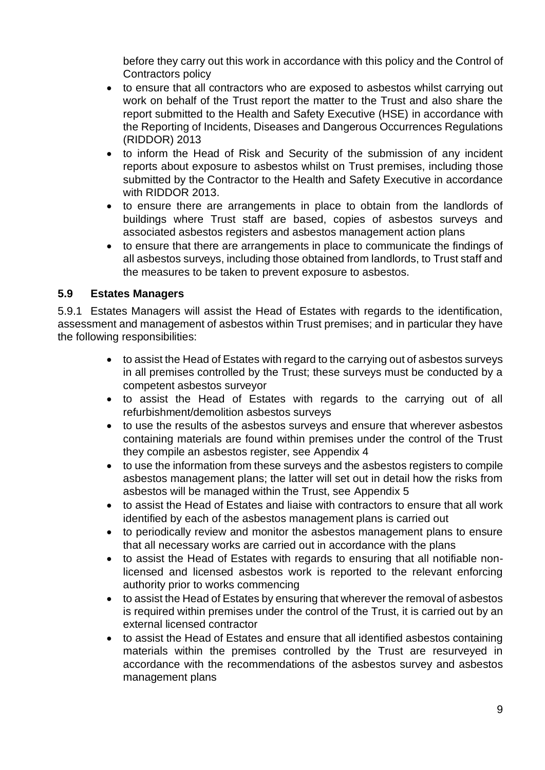before they carry out this work in accordance with this policy and the Control of Contractors policy

- to ensure that all contractors who are exposed to asbestos whilst carrying out work on behalf of the Trust report the matter to the Trust and also share the report submitted to the Health and Safety Executive (HSE) in accordance with the Reporting of Incidents, Diseases and Dangerous Occurrences Regulations (RIDDOR) 2013
- to inform the Head of Risk and Security of the submission of any incident reports about exposure to asbestos whilst on Trust premises, including those submitted by the Contractor to the Health and Safety Executive in accordance with RIDDOR 2013.
- to ensure there are arrangements in place to obtain from the landlords of buildings where Trust staff are based, copies of asbestos surveys and associated asbestos registers and asbestos management action plans
- to ensure that there are arrangements in place to communicate the findings of all asbestos surveys, including those obtained from landlords, to Trust staff and the measures to be taken to prevent exposure to asbestos.

### 5.9 Estates Managers

5.9.1 Estates Managers will assist the Head of Estates with regards to the identification, assessment and management of asbestos within Trust premises; and in particular they have the following responsibilities:

- to assist the Head of Estates with regard to the carrying out of asbestos surveys in all premises controlled by the Trust; these surveys must be conducted by a competent asbestos surveyor
- to assist the Head of Estates with regards to the carrying out of all refurbishment/demolition asbestos surveys
- to use the results of the asbestos surveys and ensure that wherever asbestos containing materials are found within premises under the control of the Trust they compile an asbestos register, see Appendix 4
- to use the information from these surveys and the asbestos registers to compile asbestos management plans; the latter will set out in detail how the risks from asbestos will be managed within the Trust, see Appendix 5
- to assist the Head of Estates and liaise with contractors to ensure that all work identified by each of the asbestos management plans is carried out
- to periodically review and monitor the asbestos management plans to ensure that all necessary works are carried out in accordance with the plans
- to assist the Head of Estates with regards to ensuring that all notifiable non-licensed and licensed asbestos work is reported to the relevant enforcing authority prior to works commencing
- to assist the Head of Estates by ensuring that wherever the removal of asbestos is required within premises under the control of the Trust, it is carried out by an external licensed contractor
- to assist the Head of Estates and ensure that all identified asbestos containing materials within the premises controlled by the Trust are resurveyed in accordance with the recommendations of the asbestos survey and asbestos management plans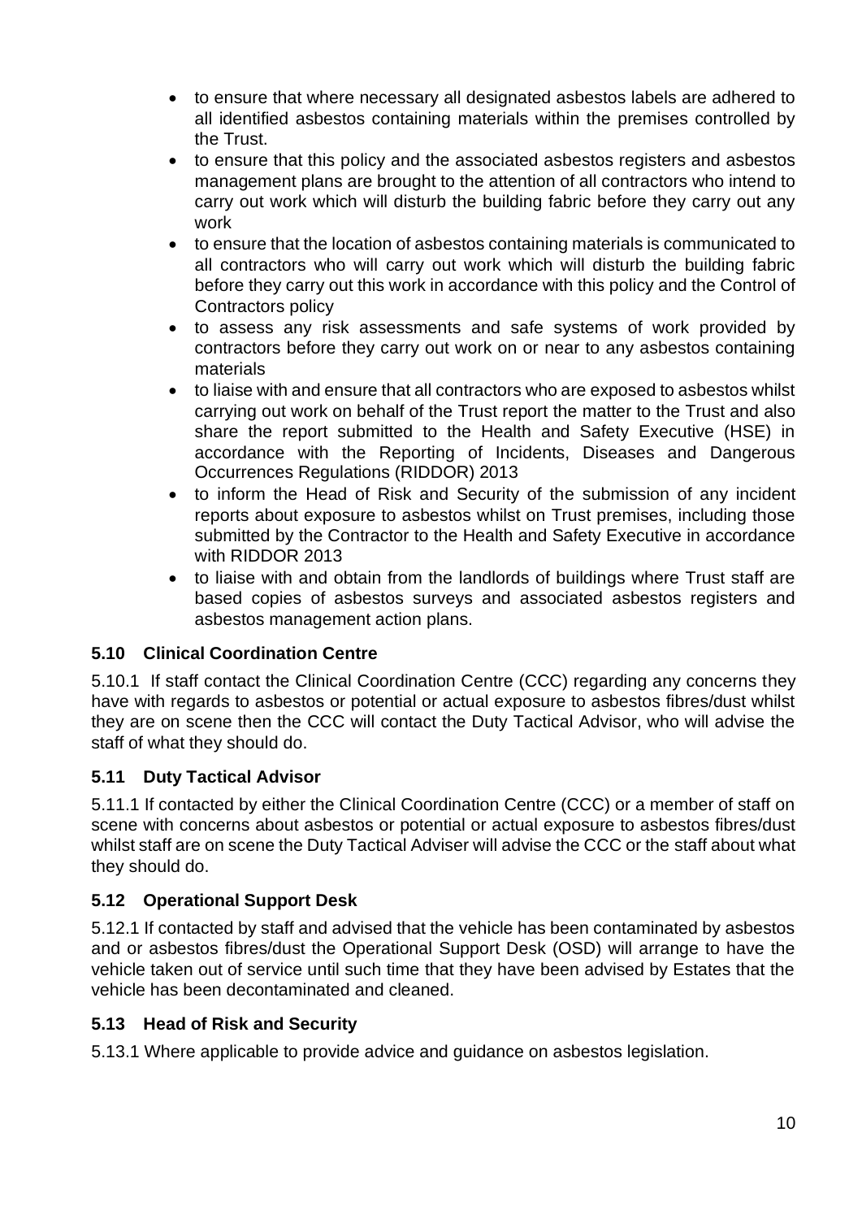- to ensure that where necessary all designated asbestos labels are adhered to all identified asbestos containing materials within the premises controlled by the Trust.
- to ensure that this policy and the associated asbestos registers and asbestos management plans are brought to the attention of all contractors who intend to carry out work which will disturb the building fabric before they carry out any work
- to ensure that the location of asbestos containing materials is communicated to all contractors who will carry out work which will disturb the building fabric before they carry out this work in accordance with this policy and the Control of Contractors policy
- to assess any risk assessments and safe systems of work provided by contractors before they carry out work on or near to any asbestos containing materials
- to liaise with and ensure that all contractors who are exposed to asbestos whilst carrying out work on behalf of the Trust report the matter to the Trust and also share the report submitted to the Health and Safety Executive (HSE) in accordance with the Reporting of Incidents, Diseases and Dangerous Occurrences Regulations (RIDDOR) 2013
- to inform the Head of Risk and Security of the submission of any incident reports about exposure to asbestos whilst on Trust premises, including those submitted by the Contractor to the Health and Safety Executive in accordance with RIDDOR 2013
- to liaise with and obtain from the landlords of buildings where Trust staff are based copies of asbestos surveys and associated asbestos registers and asbestos management action plans.

### 5.10 Clinical Coordination Centre

5.10.1 If staff contact the Clinical Coordination Centre (CCC) regarding any concerns they have with regards to asbestos or potential or actual exposure to asbestos fibres/dust whilst they are on scene then the CCC will contact the Duty Tactical Advisor, who will advise the staff of what they should do.

### 5.11 Duty Tactical Advisor

5.11.1 If contacted by either the Clinical Coordination Centre (CCC) or a member of staff on scene with concerns about asbestos or potential or actual exposure to asbestos fibres/dust whilst staff are on scene the Duty Tactical Adviser will advise the CCC or the staff about what they should do.

### 5.12 Operational Support Desk

5.12.1 If contacted by staff and advised that the vehicle has been contaminated by asbestos and or asbestos fibres/dust the Operational Support Desk (OSD) will arrange to have the vehicle taken out of service until such time that they have been advised by Estates that the vehicle has been decontaminated and cleaned.

### 5.13 Head of Risk and Security

5.13.1 Where applicable to provide advice and guidance on asbestos legislation.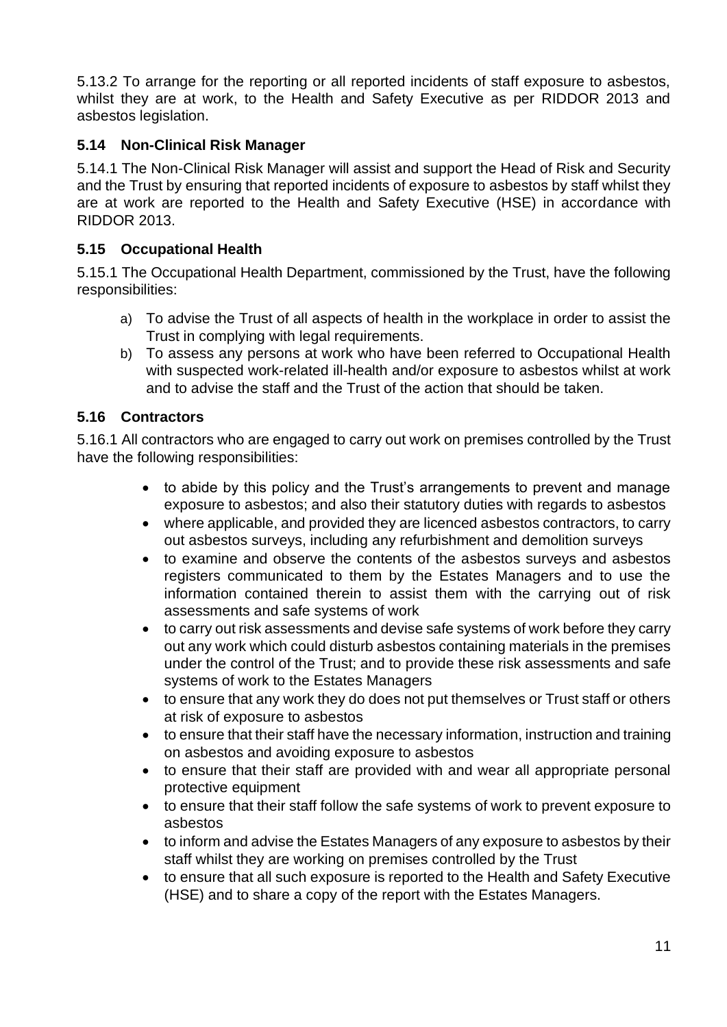5.13.2 To arrange for the reporting or all reported incidents of staff exposure to asbestos, whilst they are at work, to the Health and Safety Executive as per RIDDOR 2013 and asbestos legislation.

### 5.14 Non-Clinical Risk Manager

5.14.1 The Non-Clinical Risk Manager will assist and support the Head of Risk and Security and the Trust by ensuring that reported incidents of exposure to asbestos by staff whilst they are at work are reported to the Health and Safety Executive (HSE) in accordance with RIDDOR 2013.

### 5.15 Occupational Health

5.15.1 The Occupational Health Department, commissioned by the Trust, have the following responsibilities:

a) To advise the Trust of all aspects of health in the workplace in order to assist the Trust in complying with legal requirements.
b) To assess any persons at work who have been referred to Occupational Health with suspected work-related ill-health and/or exposure to asbestos whilst at work and to advise the staff and the Trust of the action that should be taken.

### 5.16 Contractors

5.16.1 All contractors who are engaged to carry out work on premises controlled by the Trust have the following responsibilities:

- to abide by this policy and the Trust's arrangements to prevent and manage exposure to asbestos; and also their statutory duties with regards to asbestos
- where applicable, and provided they are licenced asbestos contractors, to carry out asbestos surveys, including any refurbishment and demolition surveys
- to examine and observe the contents of the asbestos surveys and asbestos registers communicated to them by the Estates Managers and to use the information contained therein to assist them with the carrying out of risk assessments and safe systems of work
- to carry out risk assessments and devise safe systems of work before they carry out any work which could disturb asbestos containing materials in the premises under the control of the Trust; and to provide these risk assessments and safe systems of work to the Estates Managers
- to ensure that any work they do does not put themselves or Trust staff or others at risk of exposure to asbestos
- to ensure that their staff have the necessary information, instruction and training on asbestos and avoiding exposure to asbestos
- to ensure that their staff are provided with and wear all appropriate personal protective equipment
- to ensure that their staff follow the safe systems of work to prevent exposure to asbestos
- to inform and advise the Estates Managers of any exposure to asbestos by their staff whilst they are working on premises controlled by the Trust
- to ensure that all such exposure is reported to the Health and Safety Executive (HSE) and to share a copy of the report with the Estates Managers.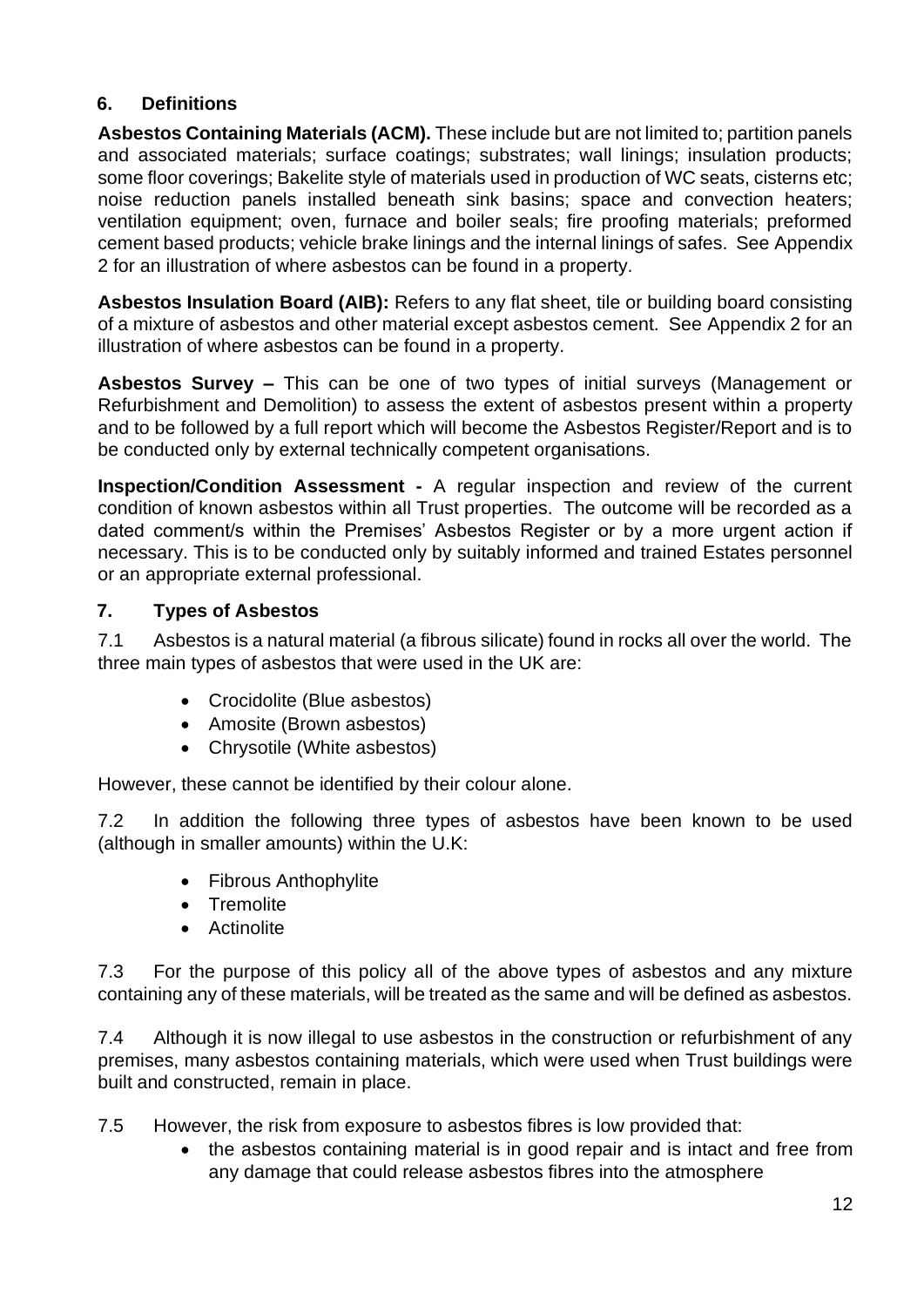## 6. Definitions

**Asbestos Containing Materials (ACM).** These include but are not limited to; partition panels and associated materials; surface coatings; substrates; wall linings; insulation products; some floor coverings; Bakelite style of materials used in production of WC seats, cisterns etc; noise reduction panels installed beneath sink basins; space and convection heaters; ventilation equipment; oven, furnace and boiler seals; fire proofing materials; preformed cement based products; vehicle brake linings and the internal linings of safes. See Appendix 2 for an illustration of where asbestos can be found in a property.

**Asbestos Insulation Board (AIB):** Refers to any flat sheet, tile or building board consisting of a mixture of asbestos and other material except asbestos cement. See Appendix 2 for an illustration of where asbestos can be found in a property.

**Asbestos Survey –** This can be one of two types of initial surveys (Management or Refurbishment and Demolition) to assess the extent of asbestos present within a property and to be followed by a full report which will become the Asbestos Register/Report and is to be conducted only by external technically competent organisations.

**Inspection/Condition Assessment -** A regular inspection and review of the current condition of known asbestos within all Trust properties. The outcome will be recorded as a dated comment/s within the Premises' Asbestos Register or by a more urgent action if necessary. This is to be conducted only by suitably informed and trained Estates personnel or an appropriate external professional.

## 7. Types of Asbestos

7.1 Asbestos is a natural material (a fibrous silicate) found in rocks all over the world. The three main types of asbestos that were used in the UK are:

- Crocidolite (Blue asbestos)
- Amosite (Brown asbestos)
- Chrysotile (White asbestos)

However, these cannot be identified by their colour alone.

7.2 In addition the following three types of asbestos have been known to be used (although in smaller amounts) within the U.K:

- Fibrous Anthophylite
- Tremolite
- Actinolite

7.3 For the purpose of this policy all of the above types of asbestos and any mixture containing any of these materials, will be treated as the same and will be defined as asbestos.

7.4 Although it is now illegal to use asbestos in the construction or refurbishment of any premises, many asbestos containing materials, which were used when Trust buildings were built and constructed, remain in place.

7.5 However, the risk from exposure to asbestos fibres is low provided that:

- the asbestos containing material is in good repair and is intact and free from any damage that could release asbestos fibres into the atmosphere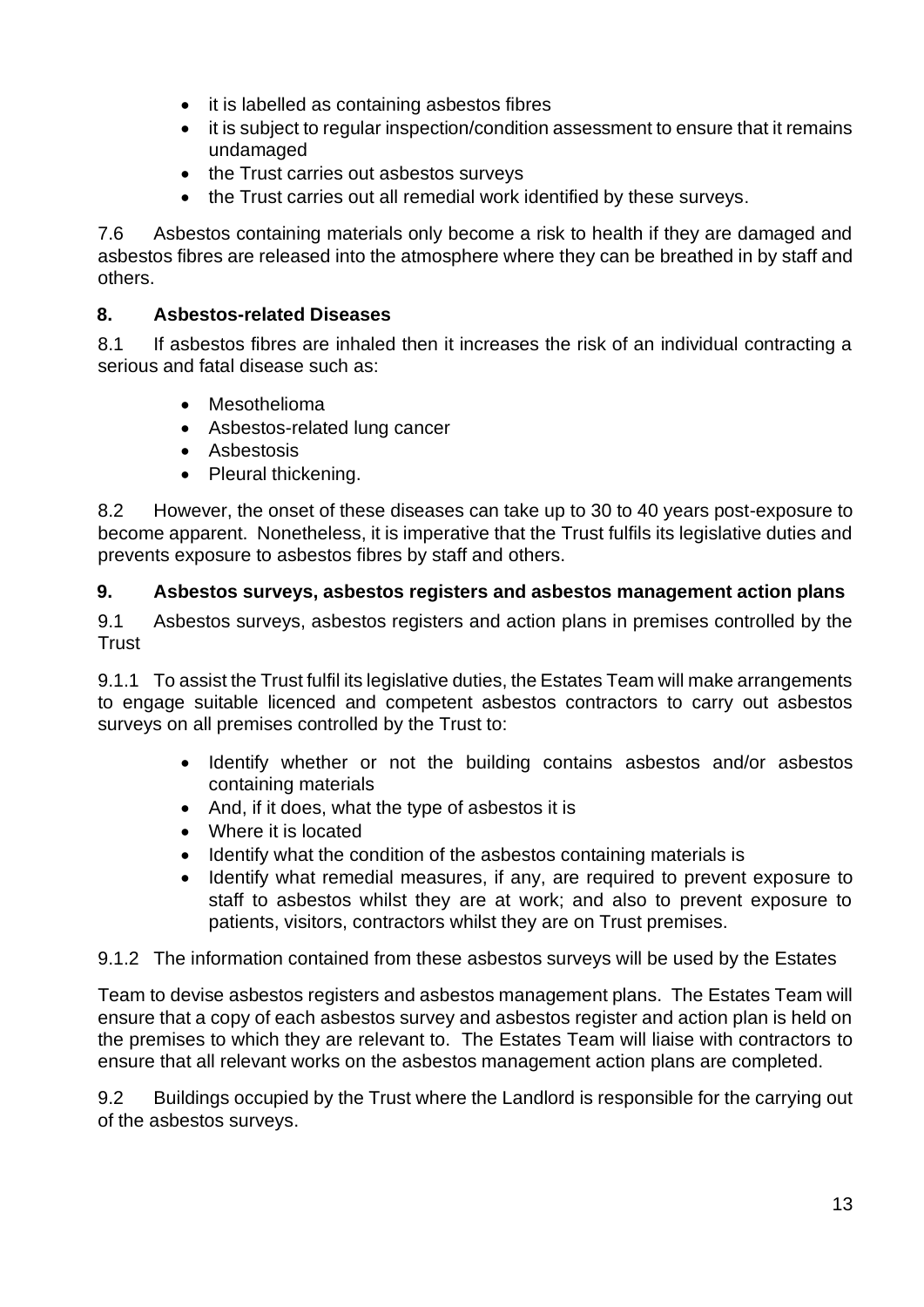- it is labelled as containing asbestos fibres
- it is subject to regular inspection/condition assessment to ensure that it remains undamaged
- the Trust carries out asbestos surveys
- the Trust carries out all remedial work identified by these surveys.

7.6 Asbestos containing materials only become a risk to health if they are damaged and asbestos fibres are released into the atmosphere where they can be breathed in by staff and others.

## 8. Asbestos-related Diseases

8.1 If asbestos fibres are inhaled then it increases the risk of an individual contracting a serious and fatal disease such as:

- Mesothelioma
- Asbestos-related lung cancer
- Asbestosis
- Pleural thickening.

8.2 However, the onset of these diseases can take up to 30 to 40 years post-exposure to become apparent. Nonetheless, it is imperative that the Trust fulfils its legislative duties and prevents exposure to asbestos fibres by staff and others.

## 9. Asbestos surveys, asbestos registers and asbestos management action plans

9.1 Asbestos surveys, asbestos registers and action plans in premises controlled by the Trust

9.1.1 To assist the Trust fulfil its legislative duties, the Estates Team will make arrangements to engage suitable licenced and competent asbestos contractors to carry out asbestos surveys on all premises controlled by the Trust to:

- Identify whether or not the building contains asbestos and/or asbestos containing materials
- And, if it does, what the type of asbestos it is
- Where it is located
- Identify what the condition of the asbestos containing materials is
- Identify what remedial measures, if any, are required to prevent exposure to staff to asbestos whilst they are at work; and also to prevent exposure to patients, visitors, contractors whilst they are on Trust premises.

9.1.2 The information contained from these asbestos surveys will be used by the Estates Team to devise asbestos registers and asbestos management plans. The Estates Team will ensure that a copy of each asbestos survey and asbestos register and action plan is held on the premises to which they are relevant to. The Estates Team will liaise with contractors to ensure that all relevant works on the asbestos management action plans are completed.

9.2 Buildings occupied by the Trust where the Landlord is responsible for the carrying out of the asbestos surveys.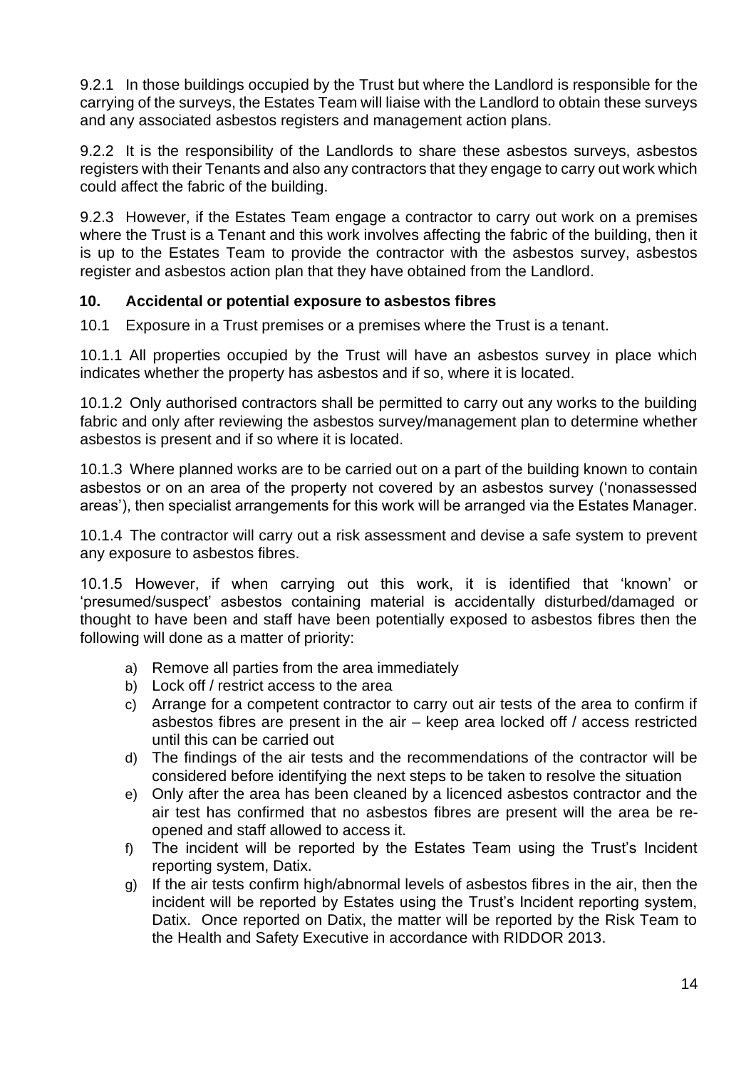9.2.1 In those buildings occupied by the Trust but where the Landlord is responsible for the carrying of the surveys, the Estates Team will liaise with the Landlord to obtain these surveys and any associated asbestos registers and management action plans.

9.2.2 It is the responsibility of the Landlords to share these asbestos surveys, asbestos registers with their Tenants and also any contractors that they engage to carry out work which could affect the fabric of the building.

9.2.3 However, if the Estates Team engage a contractor to carry out work on a premises where the Trust is a Tenant and this work involves affecting the fabric of the building, then it is up to the Estates Team to provide the contractor with the asbestos survey, asbestos register and asbestos action plan that they have obtained from the Landlord.

## 10. Accidental or potential exposure to asbestos fibres

10.1 Exposure in a Trust premises or a premises where the Trust is a tenant.

10.1.1 All properties occupied by the Trust will have an asbestos survey in place which indicates whether the property has asbestos and if so, where it is located.

10.1.2 Only authorised contractors shall be permitted to carry out any works to the building fabric and only after reviewing the asbestos survey/management plan to determine whether asbestos is present and if so where it is located.

10.1.3 Where planned works are to be carried out on a part of the building known to contain asbestos or on an area of the property not covered by an asbestos survey ('nonassessed areas'), then specialist arrangements for this work will be arranged via the Estates Manager.

10.1.4 The contractor will carry out a risk assessment and devise a safe system to prevent any exposure to asbestos fibres.

10.1.5 However, if when carrying out this work, it is identified that 'known' or 'presumed/suspect' asbestos containing material is accidentally disturbed/damaged or thought to have been and staff have been potentially exposed to asbestos fibres then the following will done as a matter of priority:

a) Remove all parties from the area immediately
b) Lock off / restrict access to the area
c) Arrange for a competent contractor to carry out air tests of the area to confirm if asbestos fibres are present in the air – keep area locked off / access restricted until this can be carried out
d) The findings of the air tests and the recommendations of the contractor will be considered before identifying the next steps to be taken to resolve the situation
e) Only after the area has been cleaned by a licenced asbestos contractor and the air test has confirmed that no asbestos fibres are present will the area be re-opened and staff allowed to access it.
f) The incident will be reported by the Estates Team using the Trust's Incident reporting system, Datix.
g) If the air tests confirm high/abnormal levels of asbestos fibres in the air, then the incident will be reported by Estates using the Trust's Incident reporting system, Datix. Once reported on Datix, the matter will be reported by the Risk Team to the Health and Safety Executive in accordance with RIDDOR 2013.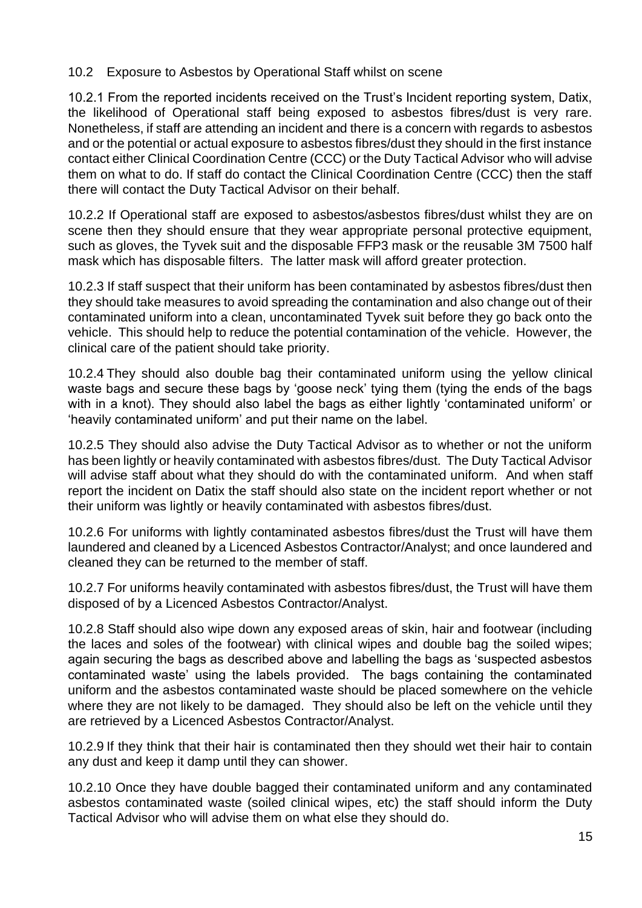## 10.2 Exposure to Asbestos by Operational Staff whilst on scene

10.2.1 From the reported incidents received on the Trust's Incident reporting system, Datix, the likelihood of Operational staff being exposed to asbestos fibres/dust is very rare. Nonetheless, if staff are attending an incident and there is a concern with regards to asbestos and or the potential or actual exposure to asbestos fibres/dust they should in the first instance contact either Clinical Coordination Centre (CCC) or the Duty Tactical Advisor who will advise them on what to do. If staff do contact the Clinical Coordination Centre (CCC) then the staff there will contact the Duty Tactical Advisor on their behalf.

10.2.2 If Operational staff are exposed to asbestos/asbestos fibres/dust whilst they are on scene then they should ensure that they wear appropriate personal protective equipment, such as gloves, the Tyvek suit and the disposable FFP3 mask or the reusable 3M 7500 half mask which has disposable filters. The latter mask will afford greater protection.

10.2.3 If staff suspect that their uniform has been contaminated by asbestos fibres/dust then they should take measures to avoid spreading the contamination and also change out of their contaminated uniform into a clean, uncontaminated Tyvek suit before they go back onto the vehicle. This should help to reduce the potential contamination of the vehicle. However, the clinical care of the patient should take priority.

10.2.4 They should also double bag their contaminated uniform using the yellow clinical waste bags and secure these bags by 'goose neck' tying them (tying the ends of the bags with in a knot). They should also label the bags as either lightly 'contaminated uniform' or 'heavily contaminated uniform' and put their name on the label.

10.2.5 They should also advise the Duty Tactical Advisor as to whether or not the uniform has been lightly or heavily contaminated with asbestos fibres/dust. The Duty Tactical Advisor will advise staff about what they should do with the contaminated uniform. And when staff report the incident on Datix the staff should also state on the incident report whether or not their uniform was lightly or heavily contaminated with asbestos fibres/dust.

10.2.6 For uniforms with lightly contaminated asbestos fibres/dust the Trust will have them laundered and cleaned by a Licenced Asbestos Contractor/Analyst; and once laundered and cleaned they can be returned to the member of staff.

10.2.7 For uniforms heavily contaminated with asbestos fibres/dust, the Trust will have them disposed of by a Licenced Asbestos Contractor/Analyst.

10.2.8 Staff should also wipe down any exposed areas of skin, hair and footwear (including the laces and soles of the footwear) with clinical wipes and double bag the soiled wipes; again securing the bags as described above and labelling the bags as 'suspected asbestos contaminated waste' using the labels provided. The bags containing the contaminated uniform and the asbestos contaminated waste should be placed somewhere on the vehicle where they are not likely to be damaged. They should also be left on the vehicle until they are retrieved by a Licenced Asbestos Contractor/Analyst.

10.2.9 If they think that their hair is contaminated then they should wet their hair to contain any dust and keep it damp until they can shower.

10.2.10 Once they have double bagged their contaminated uniform and any contaminated asbestos contaminated waste (soiled clinical wipes, etc) the staff should inform the Duty Tactical Advisor who will advise them on what else they should do.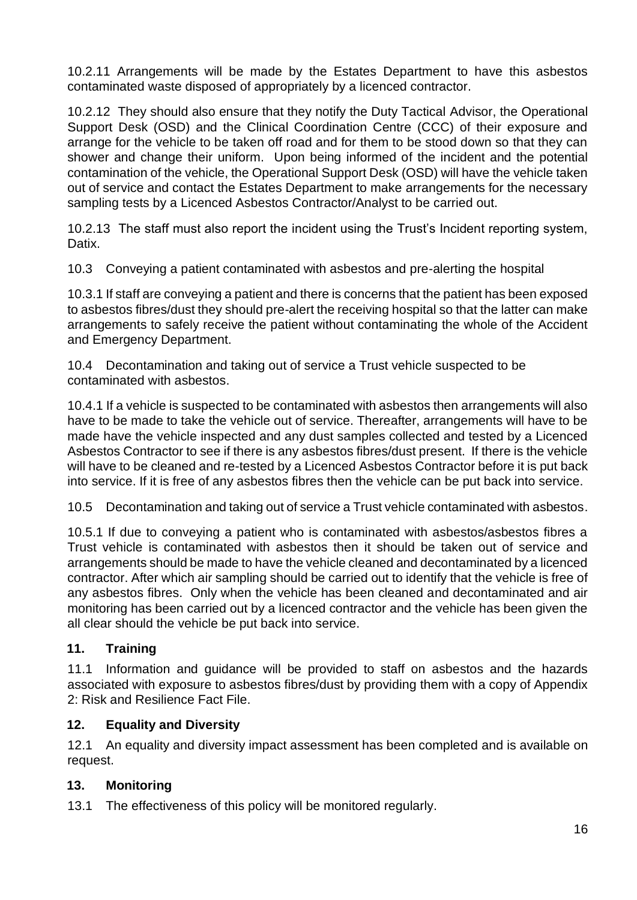10.2.11 Arrangements will be made by the Estates Department to have this asbestos contaminated waste disposed of appropriately by a licenced contractor.

10.2.12 They should also ensure that they notify the Duty Tactical Advisor, the Operational Support Desk (OSD) and the Clinical Coordination Centre (CCC) of their exposure and arrange for the vehicle to be taken off road and for them to be stood down so that they can shower and change their uniform. Upon being informed of the incident and the potential contamination of the vehicle, the Operational Support Desk (OSD) will have the vehicle taken out of service and contact the Estates Department to make arrangements for the necessary sampling tests by a Licenced Asbestos Contractor/Analyst to be carried out.

10.2.13 The staff must also report the incident using the Trust's Incident reporting system, Datix.

10.3 Conveying a patient contaminated with asbestos and pre-alerting the hospital

10.3.1 If staff are conveying a patient and there is concerns that the patient has been exposed to asbestos fibres/dust they should pre-alert the receiving hospital so that the latter can make arrangements to safely receive the patient without contaminating the whole of the Accident and Emergency Department.

10.4 Decontamination and taking out of service a Trust vehicle suspected to be contaminated with asbestos.

10.4.1 If a vehicle is suspected to be contaminated with asbestos then arrangements will also have to be made to take the vehicle out of service. Thereafter, arrangements will have to be made have the vehicle inspected and any dust samples collected and tested by a Licenced Asbestos Contractor to see if there is any asbestos fibres/dust present. If there is the vehicle will have to be cleaned and re-tested by a Licenced Asbestos Contractor before it is put back into service. If it is free of any asbestos fibres then the vehicle can be put back into service.

10.5 Decontamination and taking out of service a Trust vehicle contaminated with asbestos.

10.5.1 If due to conveying a patient who is contaminated with asbestos/asbestos fibres a Trust vehicle is contaminated with asbestos then it should be taken out of service and arrangements should be made to have the vehicle cleaned and decontaminated by a licenced contractor. After which air sampling should be carried out to identify that the vehicle is free of any asbestos fibres. Only when the vehicle has been cleaned and decontaminated and air monitoring has been carried out by a licenced contractor and the vehicle has been given the all clear should the vehicle be put back into service.

## 11. Training

11.1 Information and guidance will be provided to staff on asbestos and the hazards associated with exposure to asbestos fibres/dust by providing them with a copy of Appendix 2: Risk and Resilience Fact File.

## 12. Equality and Diversity

12.1 An equality and diversity impact assessment has been completed and is available on request.

## 13. Monitoring

13.1 The effectiveness of this policy will be monitored regularly.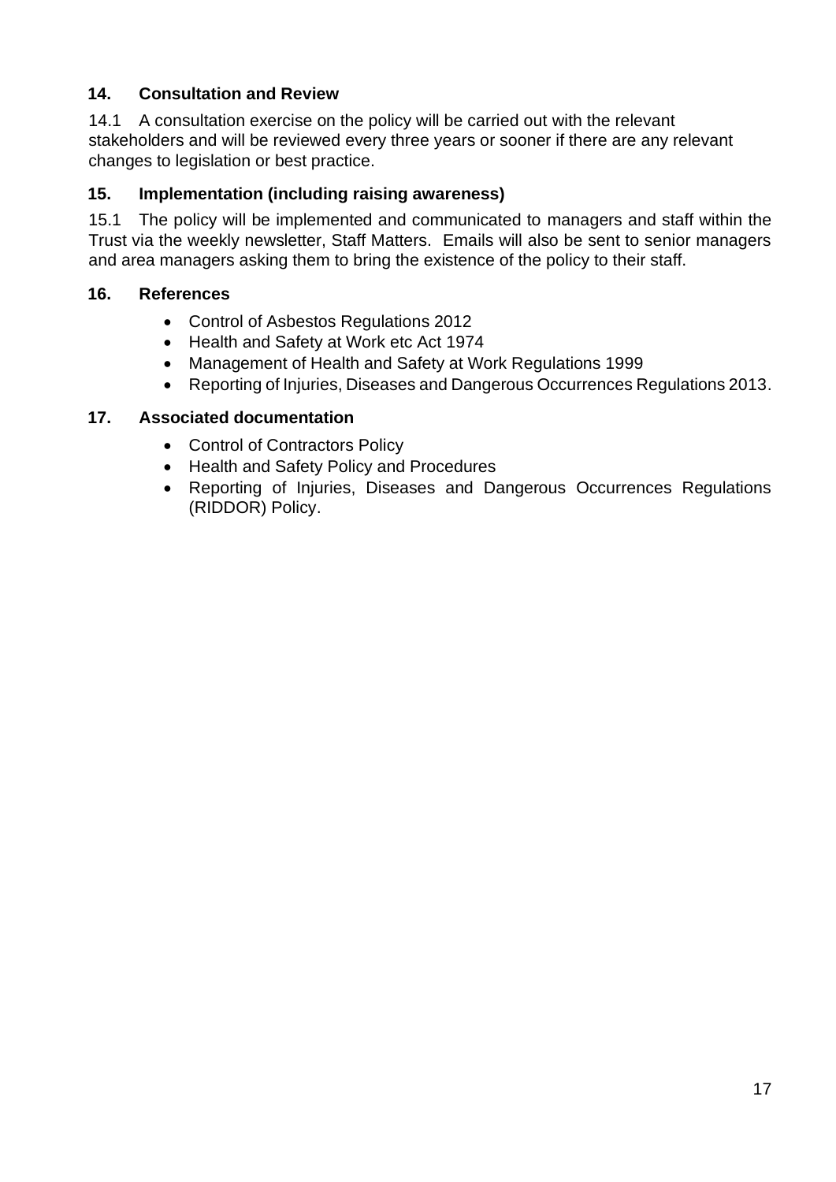## 14. Consultation and Review

14.1 A consultation exercise on the policy will be carried out with the relevant stakeholders and will be reviewed every three years or sooner if there are any relevant changes to legislation or best practice.

## 15. Implementation (including raising awareness)

15.1 The policy will be implemented and communicated to managers and staff within the Trust via the weekly newsletter, Staff Matters. Emails will also be sent to senior managers and area managers asking them to bring the existence of the policy to their staff.

## 16. References

- Control of Asbestos Regulations 2012
- Health and Safety at Work etc Act 1974
- Management of Health and Safety at Work Regulations 1999
- Reporting of Injuries, Diseases and Dangerous Occurrences Regulations 2013.

## 17. Associated documentation

- Control of Contractors Policy
- Health and Safety Policy and Procedures
- Reporting of Injuries, Diseases and Dangerous Occurrences Regulations (RIDDOR) Policy.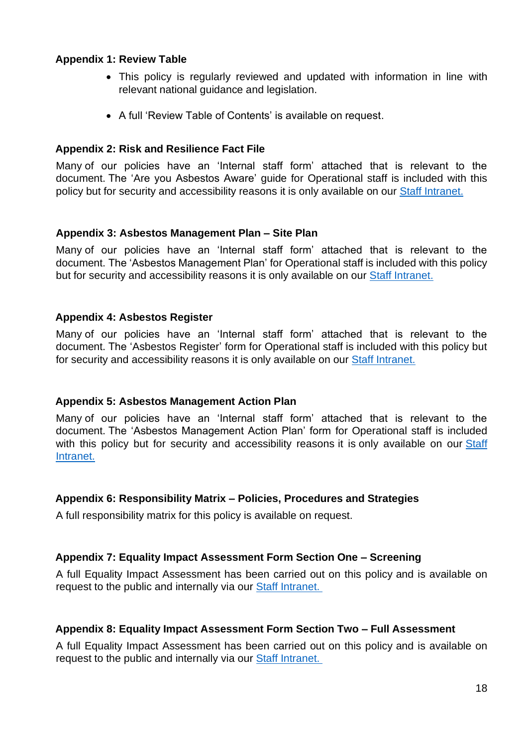**Appendix 1: Review Table**

- This policy is regularly reviewed and updated with information in line with relevant national guidance and legislation.
- A full 'Review Table of Contents' is available on request.

**Appendix 2: Risk and Resilience Fact File**

Many of our policies have an 'Internal staff form' attached that is relevant to the document. The 'Are you Asbestos Aware' guide for Operational staff is included with this policy but for security and accessibility reasons it is only available on our Staff Intranet.

**Appendix 3: Asbestos Management Plan – Site Plan**

Many of our policies have an 'Internal staff form' attached that is relevant to the document. The 'Asbestos Management Plan' for Operational staff is included with this policy but for security and accessibility reasons it is only available on our Staff Intranet.

**Appendix 4: Asbestos Register**

Many of our policies have an 'Internal staff form' attached that is relevant to the document. The 'Asbestos Register' form for Operational staff is included with this policy but for security and accessibility reasons it is only available on our Staff Intranet.

**Appendix 5: Asbestos Management Action Plan**

Many of our policies have an 'Internal staff form' attached that is relevant to the document. The 'Asbestos Management Action Plan' form for Operational staff is included with this policy but for security and accessibility reasons it is only available on our Staff Intranet.

**Appendix 6: Responsibility Matrix – Policies, Procedures and Strategies**

A full responsibility matrix for this policy is available on request.

**Appendix 7: Equality Impact Assessment Form Section One – Screening**

A full Equality Impact Assessment has been carried out on this policy and is available on request to the public and internally via our Staff Intranet.

**Appendix 8: Equality Impact Assessment Form Section Two – Full Assessment**

A full Equality Impact Assessment has been carried out on this policy and is available on request to the public and internally via our Staff Intranet.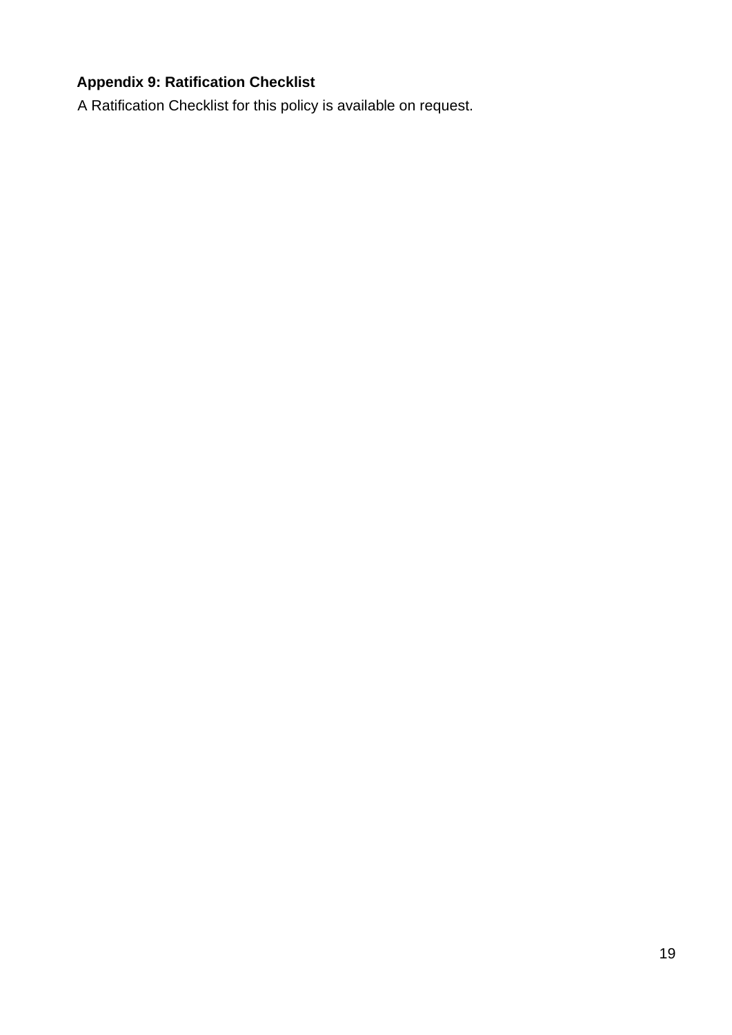## Appendix 9: Ratification Checklist

A Ratification Checklist for this policy is available on request.